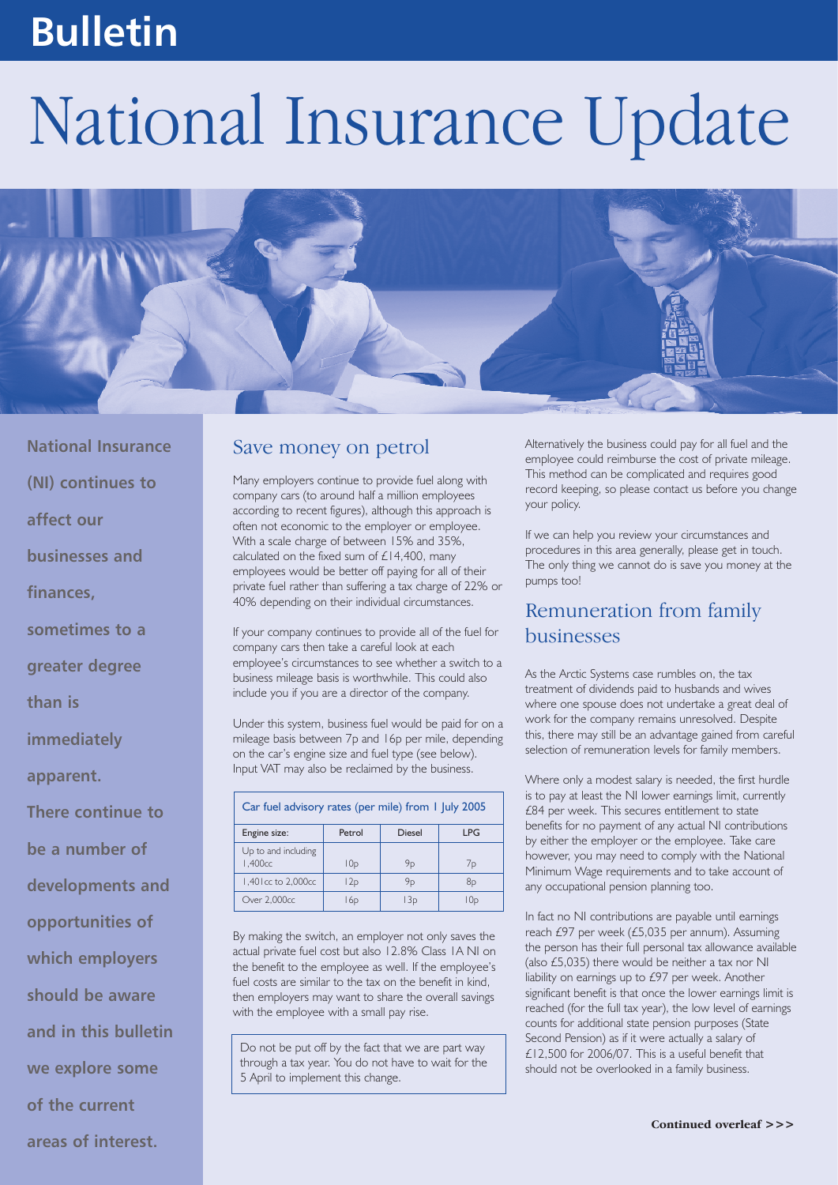# Bulletin

# National Insurance Update

**National Insurance (NI) continues to affect our businesses and finances, sometimes to a greater degree than is immediately apparent. There continue to be a number of developments and opportunities of which employers should be aware and in this bulletin we explore some of the current areas of interest.**

## Save money on petrol

Many employers continue to provide fuel along with company cars (to around half a million employees according to recent figures), although this approach is often not economic to the employer or employee. With a scale charge of between 15% and 35%, calculated on the fixed sum of £14,400, many employees would be better off paying for all of their private fuel rather than suffering a tax charge of 22% or 40% depending on their individual circumstances.

If your company continues to provide all of the fuel for company cars then take a careful look at each employee's circumstances to see whether a switch to a business mileage basis is worthwhile. This could also include you if you are a director of the company.

Under this system, business fuel would be paid for on a mileage basis between 7p and 16p per mile, depending on the car's engine size and fuel type (see below). Input VAT may also be reclaimed by the business.

| Car fuel advisory rates (per mile) from 1 July 2005 | | | |
|---|---|---|---|
| Engine size: | Petrol | Diesel | LPG |
| Up to and including 1,400cc | 10p | 9p | 7p |
| 1,401cc to 2,000cc | 12p | 9p | 8p |
| Over 2,000cc | 16p | 13p | 10p |

By making the switch, an employer not only saves the actual private fuel cost but also 12.8% Class 1A NI on the benefit to the employee as well. If the employee's fuel costs are similar to the tax on the benefit in kind, then employers may want to share the overall savings with the employee with a small pay rise.

Do not be put off by the fact that we are part way through a tax year. You do not have to wait for the 5 April to implement this change.

Alternatively the business could pay for all fuel and the employee could reimburse the cost of private mileage. This method can be complicated and requires good record keeping, so please contact us before you change your policy.

If we can help you review your circumstances and procedures in this area generally, please get in touch. The only thing we cannot do is save you money at the pumps too!

## Remuneration from family businesses

As the Arctic Systems case rumbles on, the tax treatment of dividends paid to husbands and wives where one spouse does not undertake a great deal of work for the company remains unresolved. Despite this, there may still be an advantage gained from careful selection of remuneration levels for family members.

Where only a modest salary is needed, the first hurdle is to pay at least the NI lower earnings limit, currently £84 per week. This secures entitlement to state benefits for no payment of any actual NI contributions by either the employer or the employee. Take care however, you may need to comply with the National Minimum Wage requirements and to take account of any occupational pension planning too.

In fact no NI contributions are payable until earnings reach £97 per week (£5,035 per annum). Assuming the person has their full personal tax allowance available (also £5,035) there would be neither a tax nor NI liability on earnings up to £97 per week. Another significant benefit is that once the lower earnings limit is reached (for the full tax year), the low level of earnings counts for additional state pension purposes (State Second Pension) as if it were actually a salary of £12,500 for 2006/07. This is a useful benefit that should not be overlooked in a family business.

**Continued overleaf >>>**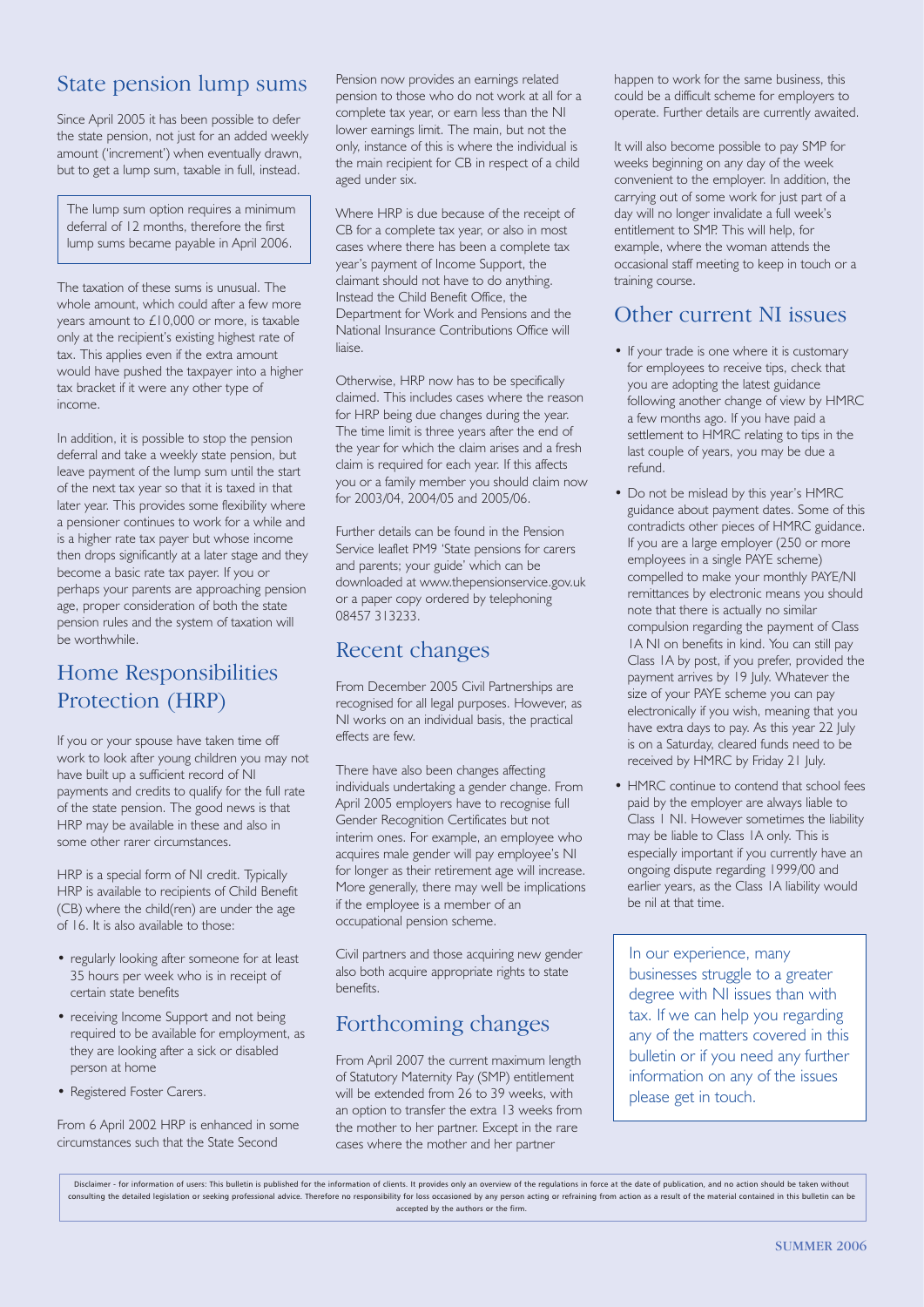## State pension lump sums

Since April 2005 it has been possible to defer the state pension, not just for an added weekly amount ('increment') when eventually drawn, but to get a lump sum, taxable in full, instead.

> The lump sum option requires a minimum deferral of 12 months, therefore the first lump sums became payable in April 2006.

The taxation of these sums is unusual. The whole amount, which could after a few more years amount to £10,000 or more, is taxable only at the recipient's existing highest rate of tax. This applies even if the extra amount would have pushed the taxpayer into a higher tax bracket if it were any other type of income.

In addition, it is possible to stop the pension deferral and take a weekly state pension, but leave payment of the lump sum until the start of the next tax year so that it is taxed in that later year. This provides some flexibility where a pensioner continues to work for a while and is a higher rate tax payer but whose income then drops significantly at a later stage and they become a basic rate tax payer. If you or perhaps your parents are approaching pension age, proper consideration of both the state pension rules and the system of taxation will be worthwhile.

## Home Responsibilities Protection (HRP)

If you or your spouse have taken time off work to look after young children you may not have built up a sufficient record of NI payments and credits to qualify for the full rate of the state pension. The good news is that HRP may be available in these and also in some other rarer circumstances.

HRP is a special form of NI credit. Typically HRP is available to recipients of Child Benefit (CB) where the child(ren) are under the age of 16. It is also available to those:

- regularly looking after someone for at least 35 hours per week who is in receipt of certain state benefits
- receiving Income Support and not being required to be available for employment, as they are looking after a sick or disabled person at home
- Registered Foster Carers.

From 6 April 2002 HRP is enhanced in some circumstances such that the State Second Pension now provides an earnings related pension to those who do not work at all for a complete tax year, or earn less than the NI lower earnings limit. The main, but not the only, instance of this is where the individual is the main recipient for CB in respect of a child aged under six.

Where HRP is due because of the receipt of CB for a complete tax year, or also in most cases where there has been a complete tax year's payment of Income Support, the claimant should not have to do anything. Instead the Child Benefit Office, the Department for Work and Pensions and the National Insurance Contributions Office will liaise.

Otherwise, HRP now has to be specifically claimed. This includes cases where the reason for HRP being due changes during the year. The time limit is three years after the end of the year for which the claim arises and a fresh claim is required for each year. If this affects you or a family member you should claim now for 2003/04, 2004/05 and 2005/06.

Further details can be found in the Pension Service leaflet PM9 'State pensions for carers and parents; your guide' which can be downloaded at www.thepensionservice.gov.uk or a paper copy ordered by telephoning 08457 313233.

## Recent changes

From December 2005 Civil Partnerships are recognised for all legal purposes. However, as NI works on an individual basis, the practical effects are few.

There have also been changes affecting individuals undertaking a gender change. From April 2005 employers have to recognise full Gender Recognition Certificates but not interim ones. For example, an employee who acquires male gender will pay employee's NI for longer as their retirement age will increase. More generally, there may well be implications if the employee is a member of an occupational pension scheme.

Civil partners and those acquiring new gender also both acquire appropriate rights to state benefits.

## Forthcoming changes

From April 2007 the current maximum length of Statutory Maternity Pay (SMP) entitlement will be extended from 26 to 39 weeks, with an option to transfer the extra 13 weeks from the mother to her partner. Except in the rare cases where the mother and her partner happen to work for the same business, this could be a difficult scheme for employers to operate. Further details are currently awaited.

It will also become possible to pay SMP for weeks beginning on any day of the week convenient to the employer. In addition, the carrying out of some work for just part of a day will no longer invalidate a full week's entitlement to SMP. This will help, for example, where the woman attends the occasional staff meeting to keep in touch or a training course.

## Other current NI issues

- If your trade is one where it is customary for employees to receive tips, check that you are adopting the latest guidance following another change of view by HMRC a few months ago. If you have paid a settlement to HMRC relating to tips in the last couple of years, you may be due a refund.
- Do not be mislead by this year's HMRC guidance about payment dates. Some of this contradicts other pieces of HMRC guidance. If you are a large employer (250 or more employees in a single PAYE scheme) compelled to make your monthly PAYE/NI remittances by electronic means you should note that there is actually no similar compulsion regarding the payment of Class 1A NI on benefits in kind. You can still pay Class 1A by post, if you prefer, provided the payment arrives by 19 July. Whatever the size of your PAYE scheme you can pay electronically if you wish, meaning that you have extra days to pay. As this year 22 July is on a Saturday, cleared funds need to be received by HMRC by Friday 21 July.
- HMRC continue to contend that school fees paid by the employer are always liable to Class 1 NI. However sometimes the liability may be liable to Class 1A only. This is especially important if you currently have an ongoing dispute regarding 1999/00 and earlier years, as the Class 1A liability would be nil at that time.

> In our experience, many businesses struggle to a greater degree with NI issues than with tax. If we can help you regarding any of the matters covered in this bulletin or if you need any further information on any of the issues please get in touch.

Disclaimer - for information of users: This bulletin is published for the information of clients. It provides only an overview of the regulations in force at the date of publication, and no action should be taken without consulting the detailed legislation or seeking professional advice. Therefore no responsibility for loss occasioned by any person acting or refraining from action as a result of the material contained in this bulletin can be accepted by the authors or the firm.

SUMMER 2006